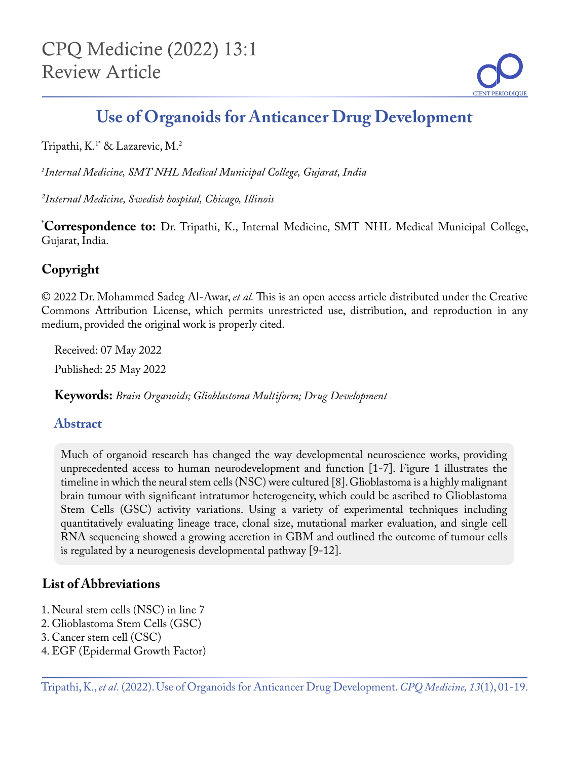CPQ Medicine (2022) 13:1
Review Article

# Use of Organoids for Anticancer Drug Development

Tripathi, K.[1*] & Lazarevic, M.[2]

[1]*Internal Medicine, SMT NHL Medical Municipal College, Gujarat, India*

[2]*Internal Medicine, Swedish hospital, Chicago, Illinois*

[*]**Correspondence to:** Dr. Tripathi, K., Internal Medicine, SMT NHL Medical Municipal College, Gujarat, India.

## Copyright

© 2022 Dr. Mohammed Sadeg Al-Awar, *et al.* This is an open access article distributed under the Creative Commons Attribution License, which permits unrestricted use, distribution, and reproduction in any medium, provided the original work is properly cited.

Received: 07 May 2022

Published: 25 May 2022

**Keywords:** *Brain Organoids; Glioblastoma Multiform; Drug Development*

## Abstract

Much of organoid research has changed the way developmental neuroscience works, providing unprecedented access to human neurodevelopment and function [1-7]. Figure 1 illustrates the timeline in which the neural stem cells (NSC) were cultured [8]. Glioblastoma is a highly malignant brain tumour with significant intratumor heterogeneity, which could be ascribed to Glioblastoma Stem Cells (GSC) activity variations. Using a variety of experimental techniques including quantitatively evaluating lineage trace, clonal size, mutational marker evaluation, and single cell RNA sequencing showed a growing accretion in GBM and outlined the outcome of tumour cells is regulated by a neurogenesis developmental pathway [9-12].

## List of Abbreviations

1. Neural stem cells (NSC) in line 7
2. Glioblastoma Stem Cells (GSC)
3. Cancer stem cell (CSC)
4. EGF (Epidermal Growth Factor)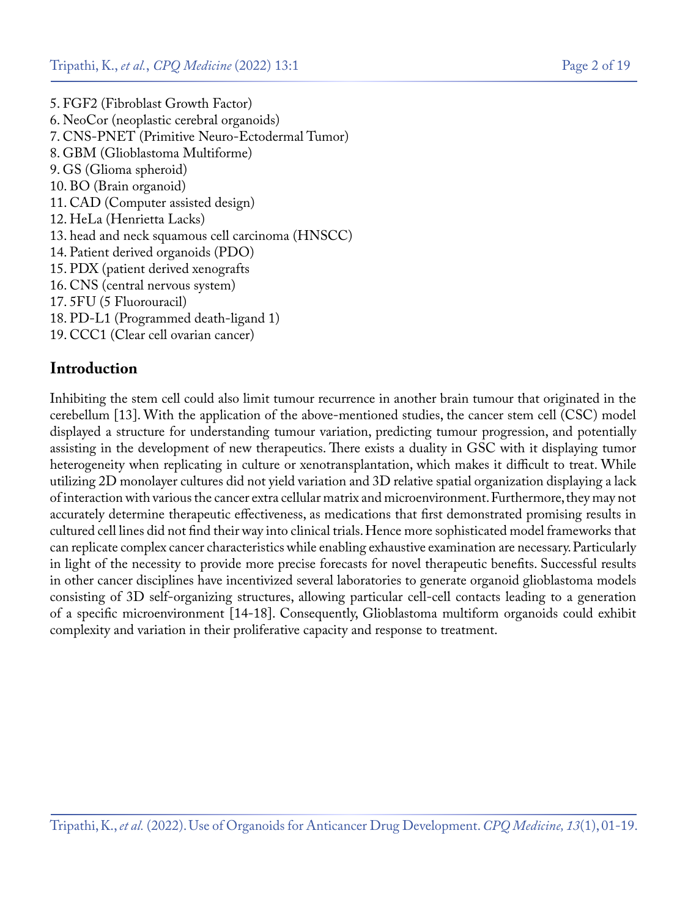5. FGF2 (Fibroblast Growth Factor)
6. NeoCor (neoplastic cerebral organoids)
7. CNS-PNET (Primitive Neuro-Ectodermal Tumor)
8. GBM (Glioblastoma Multiforme)
9. GS (Glioma spheroid)
10. BO (Brain organoid)
11. CAD (Computer assisted design)
12. HeLa (Henrietta Lacks)
13. head and neck squamous cell carcinoma (HNSCC)
14. Patient derived organoids (PDO)
15. PDX (patient derived xenografts
16. CNS (central nervous system)
17. 5FU (5 Fluorouracil)
18. PD-L1 (Programmed death-ligand 1)
19. CCC1 (Clear cell ovarian cancer)

## Introduction

Inhibiting the stem cell could also limit tumour recurrence in another brain tumour that originated in the cerebellum [13]. With the application of the above-mentioned studies, the cancer stem cell (CSC) model displayed a structure for understanding tumour variation, predicting tumour progression, and potentially assisting in the development of new therapeutics. There exists a duality in GSC with it displaying tumor heterogeneity when replicating in culture or xenotransplantation, which makes it difficult to treat. While utilizing 2D monolayer cultures did not yield variation and 3D relative spatial organization displaying a lack of interaction with various the cancer extra cellular matrix and microenvironment. Furthermore, they may not accurately determine therapeutic effectiveness, as medications that first demonstrated promising results in cultured cell lines did not find their way into clinical trials. Hence more sophisticated model frameworks that can replicate complex cancer characteristics while enabling exhaustive examination are necessary. Particularly in light of the necessity to provide more precise forecasts for novel therapeutic benefits. Successful results in other cancer disciplines have incentivized several laboratories to generate organoid glioblastoma models consisting of 3D self-organizing structures, allowing particular cell-cell contacts leading to a generation of a specific microenvironment [14-18]. Consequently, Glioblastoma multiform organoids could exhibit complexity and variation in their proliferative capacity and response to treatment.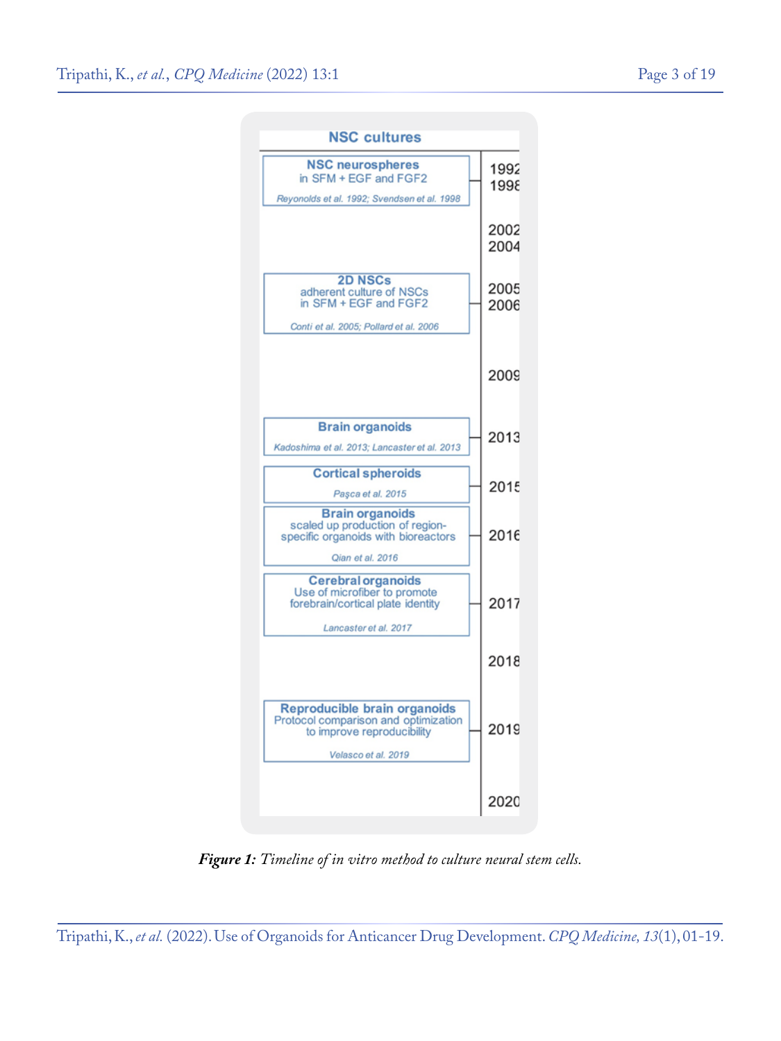**NSC cultures**

| Method | Year |
| --- | --- |
| **NSC neurospheres** in SFM + EGF and FGF2 — *Reyonolds et al. 1992; Svendsen et al. 1998* | 1992, 1998 |
| | 2002 |
| | 2004 |
| **2D NSCs** adherent culture of NSCs in SFM + EGF and FGF2 — *Conti et al. 2005; Pollard et al. 2006* | 2005, 2006 |
| | 2009 |
| **Brain organoids** — *Kadoshima et al. 2013; Lancaster et al. 2013* | 2013 |
| **Cortical spheroids** — *Paşca et al. 2015* | 2015 |
| **Brain organoids** scaled up production of region-specific organoids with bioreactors — *Qian et al. 2016* | 2016 |
| **Cerebral organoids** Use of microfiber to promote forebrain/cortical plate identity — *Lancaster et al. 2017* | 2017 |
| | 2018 |
| **Reproducible brain organoids** Protocol comparison and optimization to improve reproducibility — *Velasco et al. 2019* | 2019 |
| | 2020 |

***Figure 1:*** *Timeline of in vitro method to culture neural stem cells.*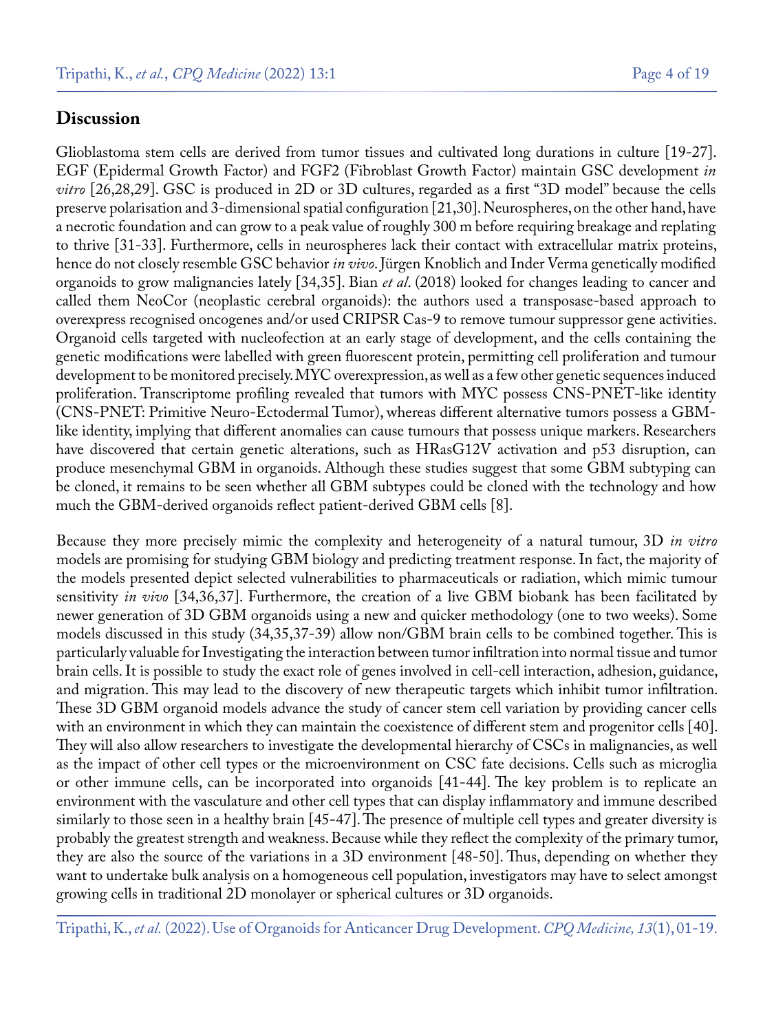## Discussion

Glioblastoma stem cells are derived from tumor tissues and cultivated long durations in culture [19-27]. EGF (Epidermal Growth Factor) and FGF2 (Fibroblast Growth Factor) maintain GSC development *in vitro* [26,28,29]. GSC is produced in 2D or 3D cultures, regarded as a first "3D model" because the cells preserve polarisation and 3-dimensional spatial configuration [21,30]. Neurospheres, on the other hand, have a necrotic foundation and can grow to a peak value of roughly 300 m before requiring breakage and replating to thrive [31-33]. Furthermore, cells in neurospheres lack their contact with extracellular matrix proteins, hence do not closely resemble GSC behavior *in vivo*. Jürgen Knoblich and Inder Verma genetically modified organoids to grow malignancies lately [34,35]. Bian *et al*. (2018) looked for changes leading to cancer and called them NeoCor (neoplastic cerebral organoids): the authors used a transposase-based approach to overexpress recognised oncogenes and/or used CRIPSR Cas-9 to remove tumour suppressor gene activities. Organoid cells targeted with nucleofection at an early stage of development, and the cells containing the genetic modifications were labelled with green fluorescent protein, permitting cell proliferation and tumour development to be monitored precisely. MYC overexpression, as well as a few other genetic sequences induced proliferation. Transcriptome profiling revealed that tumors with MYC possess CNS-PNET-like identity (CNS-PNET: Primitive Neuro-Ectodermal Tumor), whereas different alternative tumors possess a GBM-like identity, implying that different anomalies can cause tumours that possess unique markers. Researchers have discovered that certain genetic alterations, such as HRasG12V activation and p53 disruption, can produce mesenchymal GBM in organoids. Although these studies suggest that some GBM subtyping can be cloned, it remains to be seen whether all GBM subtypes could be cloned with the technology and how much the GBM-derived organoids reflect patient-derived GBM cells [8].

Because they more precisely mimic the complexity and heterogeneity of a natural tumour, 3D *in vitro* models are promising for studying GBM biology and predicting treatment response. In fact, the majority of the models presented depict selected vulnerabilities to pharmaceuticals or radiation, which mimic tumour sensitivity *in vivo* [34,36,37]. Furthermore, the creation of a live GBM biobank has been facilitated by newer generation of 3D GBM organoids using a new and quicker methodology (one to two weeks). Some models discussed in this study (34,35,37-39) allow non/GBM brain cells to be combined together. This is particularly valuable for Investigating the interaction between tumor infiltration into normal tissue and tumor brain cells. It is possible to study the exact role of genes involved in cell-cell interaction, adhesion, guidance, and migration. This may lead to the discovery of new therapeutic targets which inhibit tumor infiltration. These 3D GBM organoid models advance the study of cancer stem cell variation by providing cancer cells with an environment in which they can maintain the coexistence of different stem and progenitor cells [40]. They will also allow researchers to investigate the developmental hierarchy of CSCs in malignancies, as well as the impact of other cell types or the microenvironment on CSC fate decisions. Cells such as microglia or other immune cells, can be incorporated into organoids [41-44]. The key problem is to replicate an environment with the vasculature and other cell types that can display inflammatory and immune described similarly to those seen in a healthy brain [45-47]. The presence of multiple cell types and greater diversity is probably the greatest strength and weakness. Because while they reflect the complexity of the primary tumor, they are also the source of the variations in a 3D environment [48-50]. Thus, depending on whether they want to undertake bulk analysis on a homogeneous cell population, investigators may have to select amongst growing cells in traditional 2D monolayer or spherical cultures or 3D organoids.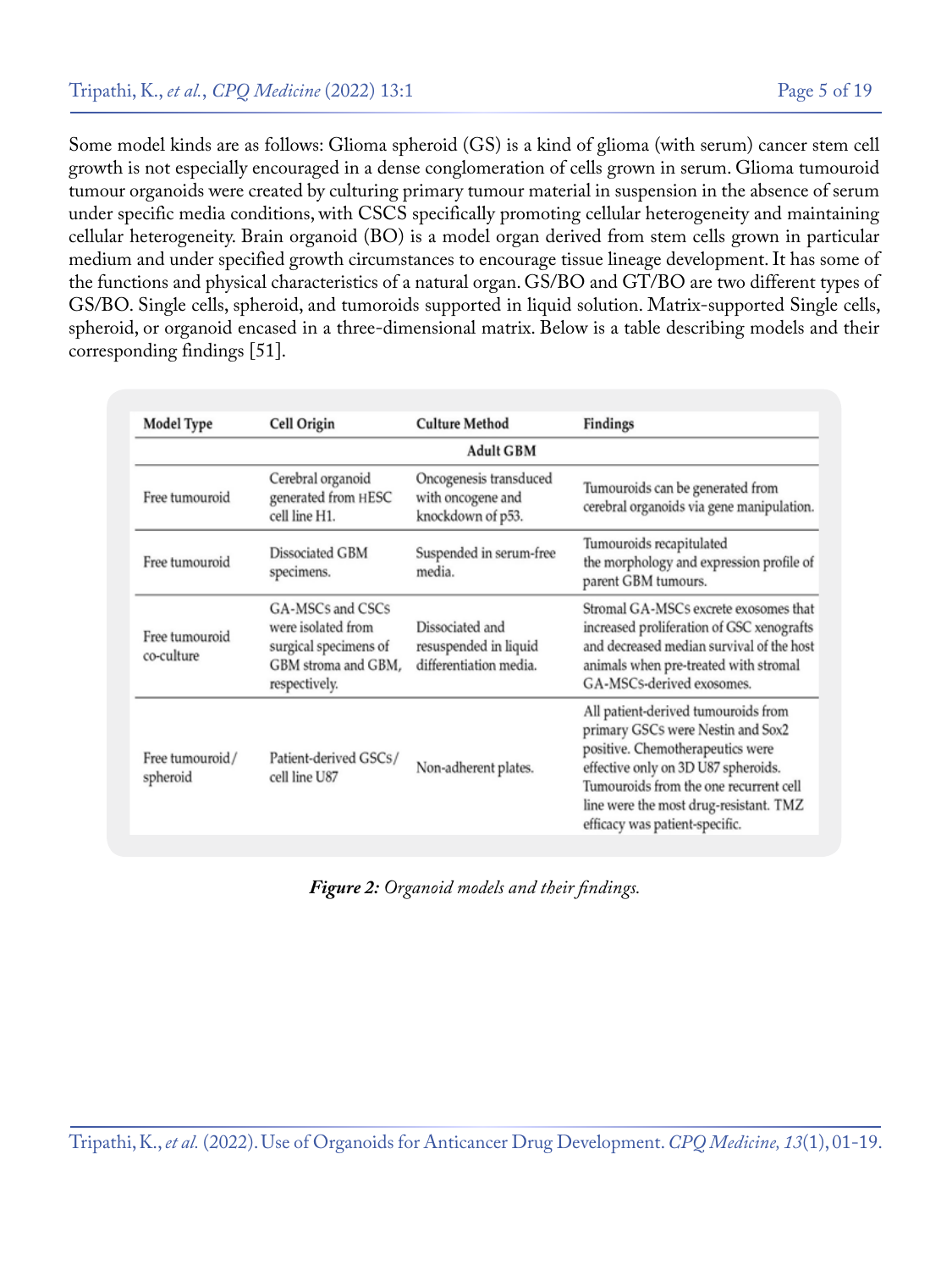Some model kinds are as follows: Glioma spheroid (GS) is a kind of glioma (with serum) cancer stem cell growth is not especially encouraged in a dense conglomeration of cells grown in serum. Glioma tumouroid tumour organoids were created by culturing primary tumour material in suspension in the absence of serum under specific media conditions, with CSCS specifically promoting cellular heterogeneity and maintaining cellular heterogeneity. Brain organoid (BO) is a model organ derived from stem cells grown in particular medium and under specified growth circumstances to encourage tissue lineage development. It has some of the functions and physical characteristics of a natural organ. GS/BO and GT/BO are two different types of GS/BO. Single cells, spheroid, and tumoroids supported in liquid solution. Matrix-supported Single cells, spheroid, or organoid encased in a three-dimensional matrix. Below is a table describing models and their corresponding findings [51].

| Model Type | Cell Origin | Culture Method | Findings |
|---|---|---|---|
| | | **Adult GBM** | |
| Free tumouroid | Cerebral organoid generated from HESC cell line H1. | Oncogenesis transduced with oncogene and knockdown of p53. | Tumouroids can be generated from cerebral organoids via gene manipulation. |
| Free tumouroid | Dissociated GBM specimens. | Suspended in serum-free media. | Tumouroids recapitulated the morphology and expression profile of parent GBM tumours. |
| Free tumouroid co-culture | GA-MSCs and CSCs were isolated from surgical specimens of GBM stroma and GBM, respectively. | Dissociated and resuspended in liquid differentiation media. | Stromal GA-MSCs excrete exosomes that increased proliferation of GSC xenografts and decreased median survival of the host animals when pre-treated with stromal GA-MSCs-derived exosomes. |
| Free tumouroid/ spheroid | Patient-derived GSCs/ cell line U87 | Non-adherent plates. | All patient-derived tumouroids from primary GSCs were Nestin and Sox2 positive. Chemotherapeutics were effective only on 3D U87 spheroids. Tumouroids from the one recurrent cell line were the most drug-resistant. TMZ efficacy was patient-specific. |

***Figure 2:*** *Organoid models and their findings.*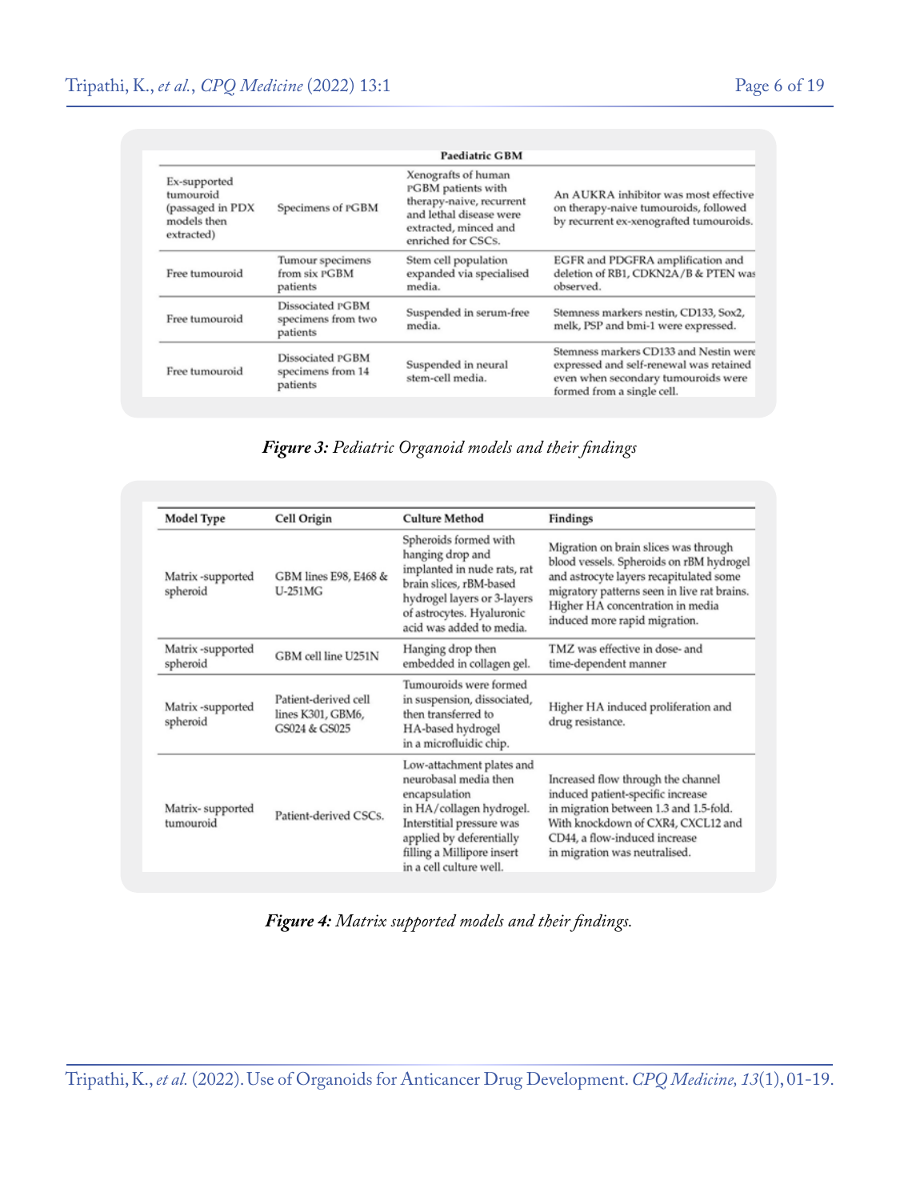| Paediatric GBM | | | |
|---|---|---|---|
| Ex-supported tumouroid (passaged in PDX models then extracted) | Specimens of pGBM | Xenografts of human pGBM patients with therapy-naive, recurrent and lethal disease were extracted, minced and enriched for CSCs. | An AUKRA inhibitor was most effective on therapy-naive tumouroids, followed by recurrent ex-xenografted tumouroids. |
| Free tumouroid | Tumour specimens from six pGBM patients | Stem cell population expanded via specialised media. | EGFR and PDGFRA amplification and deletion of RB1, CDKN2A/B & PTEN was observed. |
| Free tumouroid | Dissociated pGBM specimens from two patients | Suspended in serum-free media. | Stemness markers nestin, CD133, Sox2, melk, PSP and bmi-1 were expressed. |
| Free tumouroid | Dissociated pGBM specimens from 14 patients | Suspended in neural stem-cell media. | Stemness markers CD133 and Nestin were expressed and self-renewal was retained even when secondary tumouroids were formed from a single cell. |

***Figure 3:*** *Pediatric Organoid models and their findings*

| Model Type | Cell Origin | Culture Method | Findings |
|---|---|---|---|
| Matrix -supported spheroid | GBM lines E98, E468 & U-251MG | Spheroids formed with hanging drop and implanted in nude rats, rat brain slices, rBM-based hydrogel layers or 3-layers of astrocytes. Hyaluronic acid was added to media. | Migration on brain slices was through blood vessels. Spheroids on rBM hydrogel and astrocyte layers recapitulated some migratory patterns seen in live rat brains. Higher HA concentration in media induced more rapid migration. |
| Matrix -supported spheroid | GBM cell line U251N | Hanging drop then embedded in collagen gel. | TMZ was effective in dose- and time-dependent manner |
| Matrix -supported spheroid | Patient-derived cell lines K301, GBM6, GS024 & GS025 | Tumouroids were formed in suspension, dissociated, then transferred to HA-based hydrogel in a microfluidic chip. | Higher HA induced proliferation and drug resistance. |
| Matrix- supported tumouroid | Patient-derived CSCs. | Low-attachment plates and neurobasal media then encapsulation in HA/collagen hydrogel. Interstitial pressure was applied by deferentially filling a Millipore insert in a cell culture well. | Increased flow through the channel induced patient-specific increase in migration between 1.3 and 1.5-fold. With knockdown of CXR4, CXCL12 and CD44, a flow-induced increase in migration was neutralised. |

***Figure 4:*** *Matrix supported models and their findings.*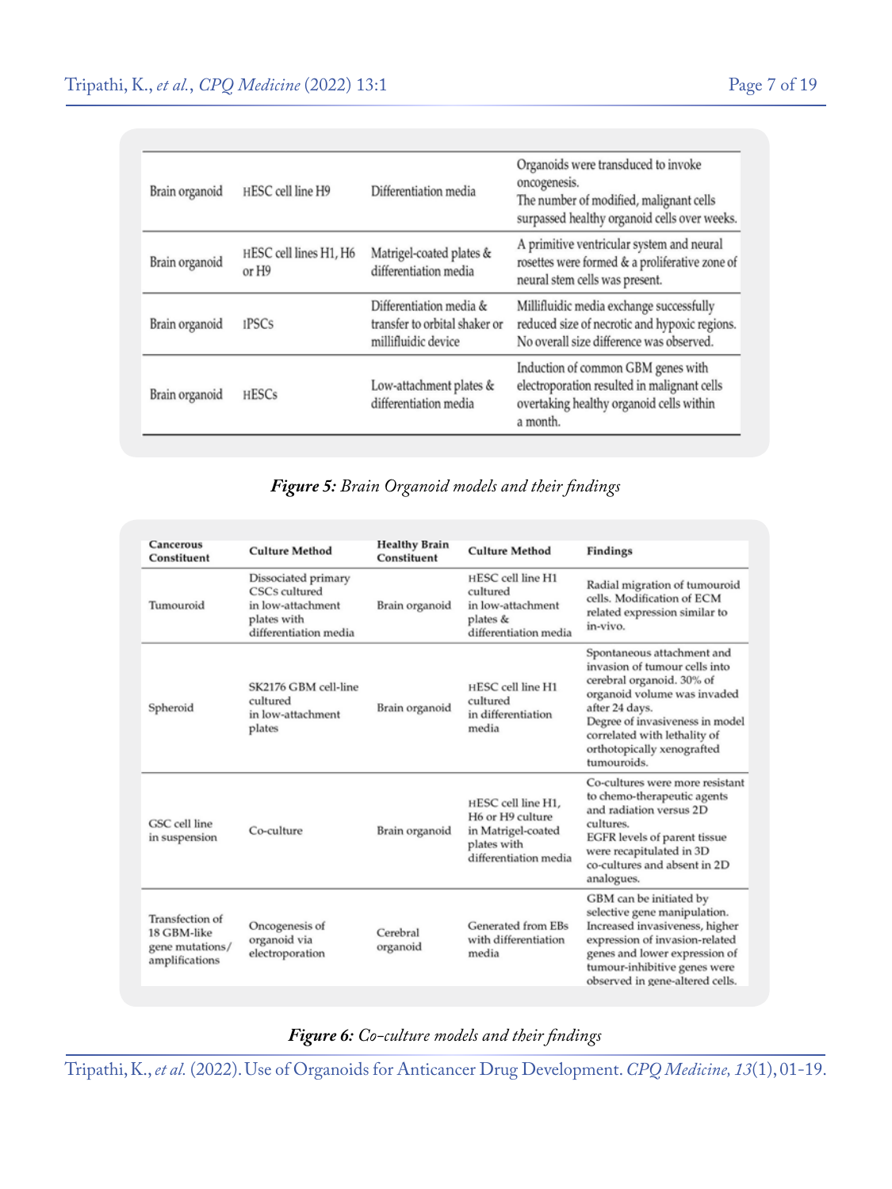| | | | |
|---|---|---|---|
| Brain organoid | HESC cell line H9 | Differentiation media | Organoids were transduced to invoke oncogenesis. The number of modified, malignant cells surpassed healthy organoid cells over weeks. |
| Brain organoid | HESC cell lines H1, H6 or H9 | Matrigel-coated plates & differentiation media | A primitive ventricular system and neural rosettes were formed & a proliferative zone of neural stem cells was present. |
| Brain organoid | IPSCs | Differentiation media & transfer to orbital shaker or millifluidic device | Millifluidic media exchange successfully reduced size of necrotic and hypoxic regions. No overall size difference was observed. |
| Brain organoid | HESCs | Low-attachment plates & differentiation media | Induction of common GBM genes with electroporation resulted in malignant cells overtaking healthy organoid cells within a month. |

***Figure 5:*** *Brain Organoid models and their findings*

| Cancerous Constituent | Culture Method | Healthy Brain Constituent | Culture Method | Findings |
|---|---|---|---|---|
| Tumouroid | Dissociated primary CSCs cultured in low-attachment plates with differentiation media | Brain organoid | HESC cell line H1 cultured in low-attachment plates & differentiation media | Radial migration of tumouroid cells. Modification of ECM related expression similar to in-vivo. |
| Spheroid | SK2176 GBM cell-line cultured in low-attachment plates | Brain organoid | HESC cell line H1 cultured in differentiation media | Spontaneous attachment and invasion of tumour cells into cerebral organoid. 30% of organoid volume was invaded after 24 days. Degree of invasiveness in model correlated with lethality of orthotopically xenografted tumouroids. |
| GSC cell line in suspension | Co-culture | Brain organoid | HESC cell line H1, H6 or H9 culture in Matrigel-coated plates with differentiation media | Co-cultures were more resistant to chemo-therapeutic agents and radiation versus 2D cultures. EGFR levels of parent tissue were recapitulated in 3D co-cultures and absent in 2D analogues. |
| Transfection of 18 GBM-like gene mutations/ amplifications | Oncogenesis of organoid via electroporation | Cerebral organoid | Generated from EBs with differentiation media | GBM can be initiated by selective gene manipulation. Increased invasiveness, higher expression of invasion-related genes and lower expression of tumour-inhibitive genes were observed in gene-altered cells. |

***Figure 6:*** *Co-culture models and their findings*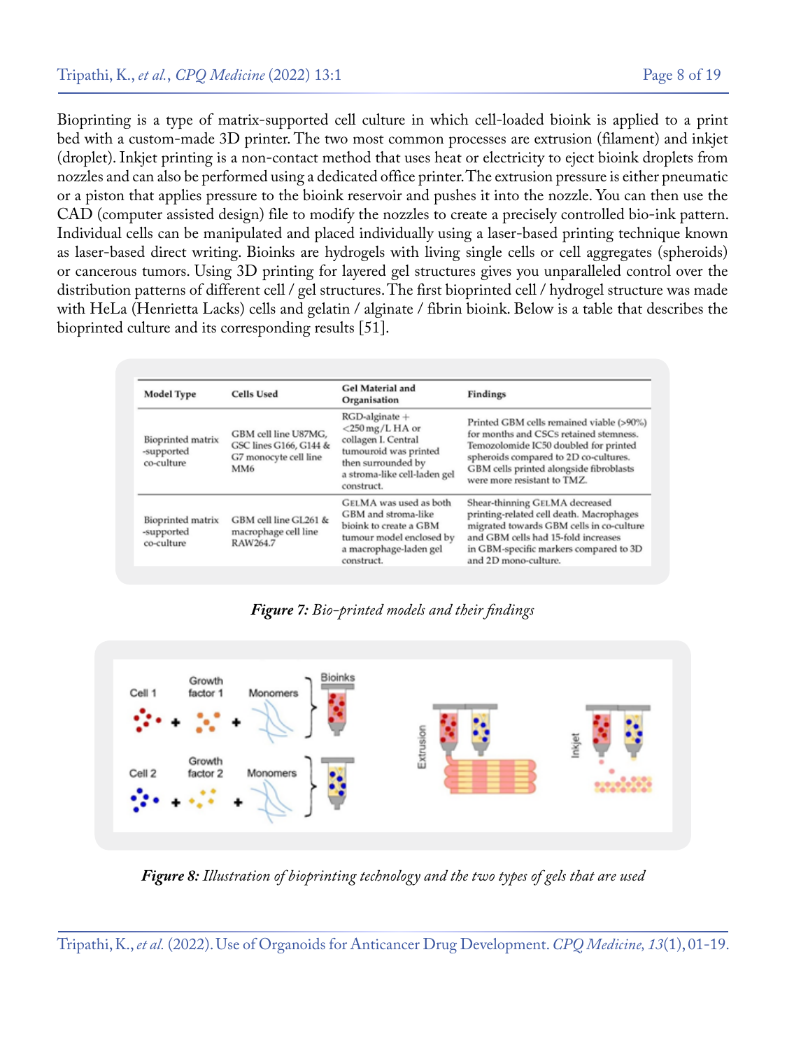Bioprinting is a type of matrix-supported cell culture in which cell-loaded bioink is applied to a print bed with a custom-made 3D printer. The two most common processes are extrusion (filament) and inkjet (droplet). Inkjet printing is a non-contact method that uses heat or electricity to eject bioink droplets from nozzles and can also be performed using a dedicated office printer. The extrusion pressure is either pneumatic or a piston that applies pressure to the bioink reservoir and pushes it into the nozzle. You can then use the CAD (computer assisted design) file to modify the nozzles to create a precisely controlled bio-ink pattern. Individual cells can be manipulated and placed individually using a laser-based printing technique known as laser-based direct writing. Bioinks are hydrogels with living single cells or cell aggregates (spheroids) or cancerous tumors. Using 3D printing for layered gel structures gives you unparalleled control over the distribution patterns of different cell / gel structures. The first bioprinted cell / hydrogel structure was made with HeLa (Henrietta Lacks) cells and gelatin / alginate / fibrin bioink. Below is a table that describes the bioprinted culture and its corresponding results [51].

| Model Type | Cells Used | Gel Material and Organisation | Findings |
|---|---|---|---|
| Bioprinted matrix -supported co-culture | GBM cell line U87MG, GSC lines G166, G144 & G7 monocyte cell line MM6 | RGD-alginate + <250 mg/L HA or collagen I. Central tumouroid was printed then surrounded by a stroma-like cell-laden gel construct. | Printed GBM cells remained viable (>90%) for months and CSCs retained stemness. Temozolomide IC50 doubled for printed spheroids compared to 2D co-cultures. GBM cells printed alongside fibroblasts were more resistant to TMZ. |
| Bioprinted matrix -supported co-culture | GBM cell line GL261 & macrophage cell line RAW264.7 | GELMA was used as both GBM and stroma-like bioink to create a GBM tumour model enclosed by a macrophage-laden gel construct. | Shear-thinning GELMA decreased printing-related cell death. Macrophages migrated towards GBM cells in co-culture and GBM cells had 15-fold increases in GBM-specific markers compared to 3D and 2D mono-culture. |

***Figure 7:*** *Bio-printed models and their findings*

***Figure 8:*** *Illustration of bioprinting technology and the two types of gels that are used*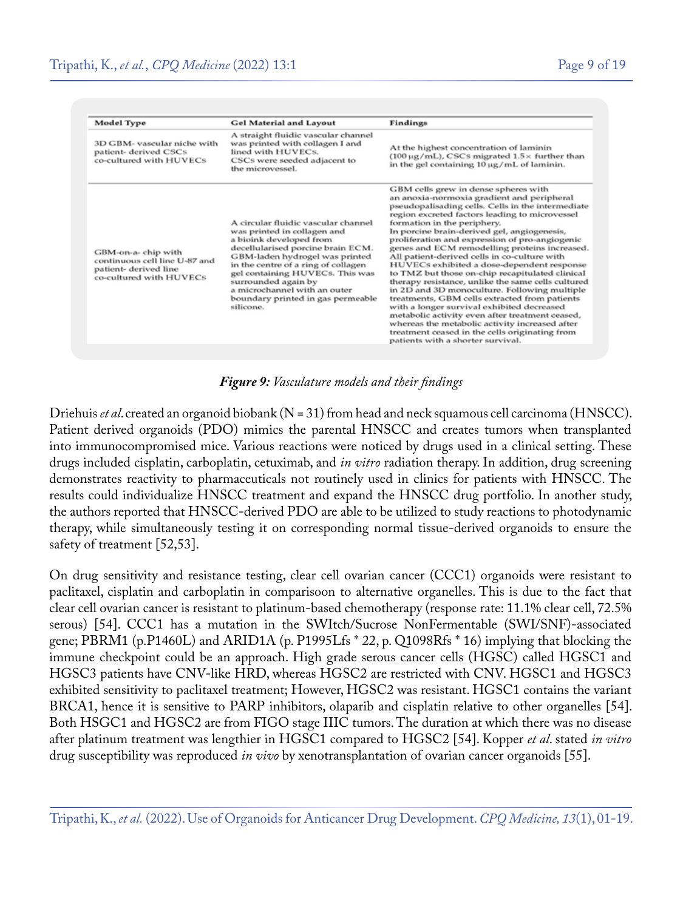| Model Type | Gel Material and Layout | Findings |
|---|---|---|
| 3D GBM- vascular niche with patient- derived CSCs co-cultured with HUVECs | A straight fluidic vascular channel was printed with collagen I and lined with HUVECs. CSCs were seeded adjacent to the microvessel. | At the highest concentration of laminin (100 μg/mL), CSCs migrated 1.5× further than in the gel containing 10 μg/mL of laminin. |
| GBM-on-a- chip with continuous cell line U-87 and patient- derived line co-cultured with HUVECs | A circular fluidic vascular channel was printed in collagen and a bioink developed from decellularised porcine brain ECM. GBM-laden hydrogel was printed in the centre of a ring of collagen gel containing HUVECs. This was surrounded again by a microchannel with an outer boundary printed in gas permeable silicone. | GBM cells grew in dense spheres with an anoxia-normoxia gradient and peripheral pseudopalisading cells. Cells in the intermediate region excreted factors leading to microvessel formation in the periphery. In porcine brain-derived gel, angiogenesis, proliferation and expression of pro-angiogenic genes and ECM remodelling proteins increased. All patient-derived cells in co-culture with HUVECs exhibited a dose-dependent response to TMZ but those on-chip recapitulated clinical therapy resistance, unlike the same cells cultured in 2D and 3D monoculture. Following multiple treatments, GBM cells extracted from patients with a longer survival exhibited decreased metabolic activity even after treatment ceased, whereas the metabolic activity increased after treatment ceased in the cells originating from patients with a shorter survival. |

***Figure 9:*** *Vasculature models and their findings*

Driehuis *et al.* created an organoid biobank (N = 31) from head and neck squamous cell carcinoma (HNSCC). Patient derived organoids (PDO) mimics the parental HNSCC and creates tumors when transplanted into immunocompromised mice. Various reactions were noticed by drugs used in a clinical setting. These drugs included cisplatin, carboplatin, cetuximab, and *in vitro* radiation therapy. In addition, drug screening demonstrates reactivity to pharmaceuticals not routinely used in clinics for patients with HNSCC. The results could individualize HNSCC treatment and expand the HNSCC drug portfolio. In another study, the authors reported that HNSCC-derived PDO are able to be utilized to study reactions to photodynamic therapy, while simultaneously testing it on corresponding normal tissue-derived organoids to ensure the safety of treatment [52,53].

On drug sensitivity and resistance testing, clear cell ovarian cancer (CCC1) organoids were resistant to paclitaxel, cisplatin and carboplatin in comparisoon to alternative organelles. This is due to the fact that clear cell ovarian cancer is resistant to platinum-based chemotherapy (response rate: 11.1% clear cell, 72.5% serous) [54]. CCC1 has a mutation in the SWItch/Sucrose NonFermentable (SWI/SNF)-associated gene; PBRM1 (p.P1460L) and ARID1A (p. P1995Lfs * 22, p. Q1098Rfs * 16) implying that blocking the immune checkpoint could be an approach. High grade serous cancer cells (HGSC) called HGSC1 and HGSC3 patients have CNV-like HRD, whereas HGSC2 are restricted with CNV. HGSC1 and HGSC3 exhibited sensitivity to paclitaxel treatment; However, HGSC2 was resistant. HGSC1 contains the variant BRCA1, hence it is sensitive to PARP inhibitors, olaparib and cisplatin relative to other organelles [54]. Both HSGC1 and HGSC2 are from FIGO stage IIIC tumors. The duration at which there was no disease after platinum treatment was lengthier in HGSC1 compared to HGSC2 [54]. Kopper *et al.* stated *in vitro* drug susceptibility was reproduced *in vivo* by xenotransplantation of ovarian cancer organoids [55].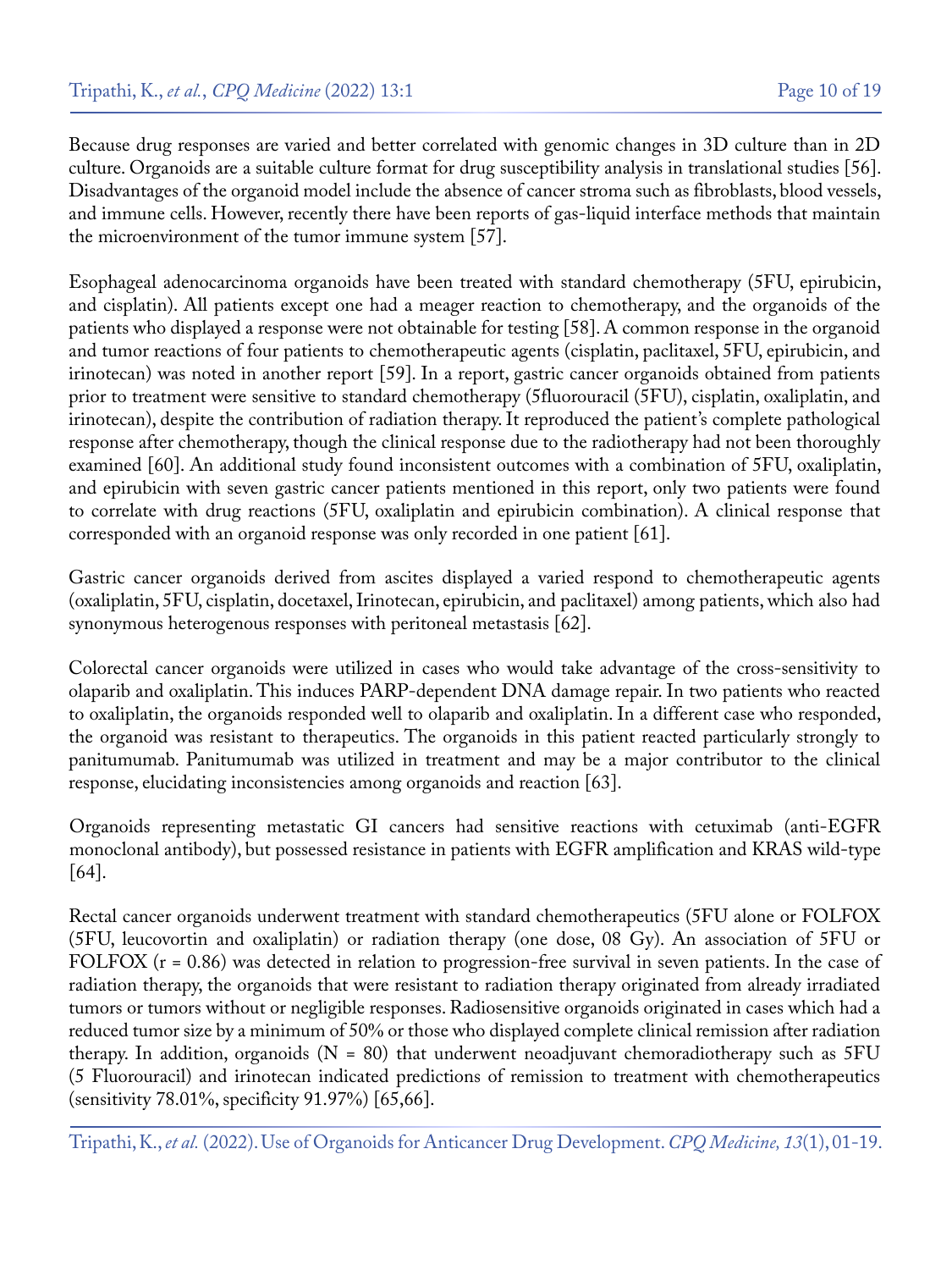Because drug responses are varied and better correlated with genomic changes in 3D culture than in 2D culture. Organoids are a suitable culture format for drug susceptibility analysis in translational studies [56]. Disadvantages of the organoid model include the absence of cancer stroma such as fibroblasts, blood vessels, and immune cells. However, recently there have been reports of gas-liquid interface methods that maintain the microenvironment of the tumor immune system [57].

Esophageal adenocarcinoma organoids have been treated with standard chemotherapy (5FU, epirubicin, and cisplatin). All patients except one had a meager reaction to chemotherapy, and the organoids of the patients who displayed a response were not obtainable for testing [58]. A common response in the organoid and tumor reactions of four patients to chemotherapeutic agents (cisplatin, paclitaxel, 5FU, epirubicin, and irinotecan) was noted in another report [59]. In a report, gastric cancer organoids obtained from patients prior to treatment were sensitive to standard chemotherapy (5fluorouracil (5FU), cisplatin, oxaliplatin, and irinotecan), despite the contribution of radiation therapy. It reproduced the patient's complete pathological response after chemotherapy, though the clinical response due to the radiotherapy had not been thoroughly examined [60]. An additional study found inconsistent outcomes with a combination of 5FU, oxaliplatin, and epirubicin with seven gastric cancer patients mentioned in this report, only two patients were found to correlate with drug reactions (5FU, oxaliplatin and epirubicin combination). A clinical response that corresponded with an organoid response was only recorded in one patient [61].

Gastric cancer organoids derived from ascites displayed a varied respond to chemotherapeutic agents (oxaliplatin, 5FU, cisplatin, docetaxel, Irinotecan, epirubicin, and paclitaxel) among patients, which also had synonymous heterogenous responses with peritoneal metastasis [62].

Colorectal cancer organoids were utilized in cases who would take advantage of the cross-sensitivity to olaparib and oxaliplatin. This induces PARP-dependent DNA damage repair. In two patients who reacted to oxaliplatin, the organoids responded well to olaparib and oxaliplatin. In a different case who responded, the organoid was resistant to therapeutics. The organoids in this patient reacted particularly strongly to panitumumab. Panitumumab was utilized in treatment and may be a major contributor to the clinical response, elucidating inconsistencies among organoids and reaction [63].

Organoids representing metastatic GI cancers had sensitive reactions with cetuximab (anti-EGFR monoclonal antibody), but possessed resistance in patients with EGFR amplification and KRAS wild-type [64].

Rectal cancer organoids underwent treatment with standard chemotherapeutics (5FU alone or FOLFOX (5FU, leucovortin and oxaliplatin) or radiation therapy (one dose, 08 Gy). An association of 5FU or FOLFOX ($r = 0.86$) was detected in relation to progression-free survival in seven patients. In the case of radiation therapy, the organoids that were resistant to radiation therapy originated from already irradiated tumors or tumors without or negligible responses. Radiosensitive organoids originated in cases which had a reduced tumor size by a minimum of 50% or those who displayed complete clinical remission after radiation therapy. In addition, organoids ($N = 80$) that underwent neoadjuvant chemoradiotherapy such as 5FU (5 Fluorouracil) and irinotecan indicated predictions of remission to treatment with chemotherapeutics (sensitivity 78.01%, specificity 91.97%) [65,66].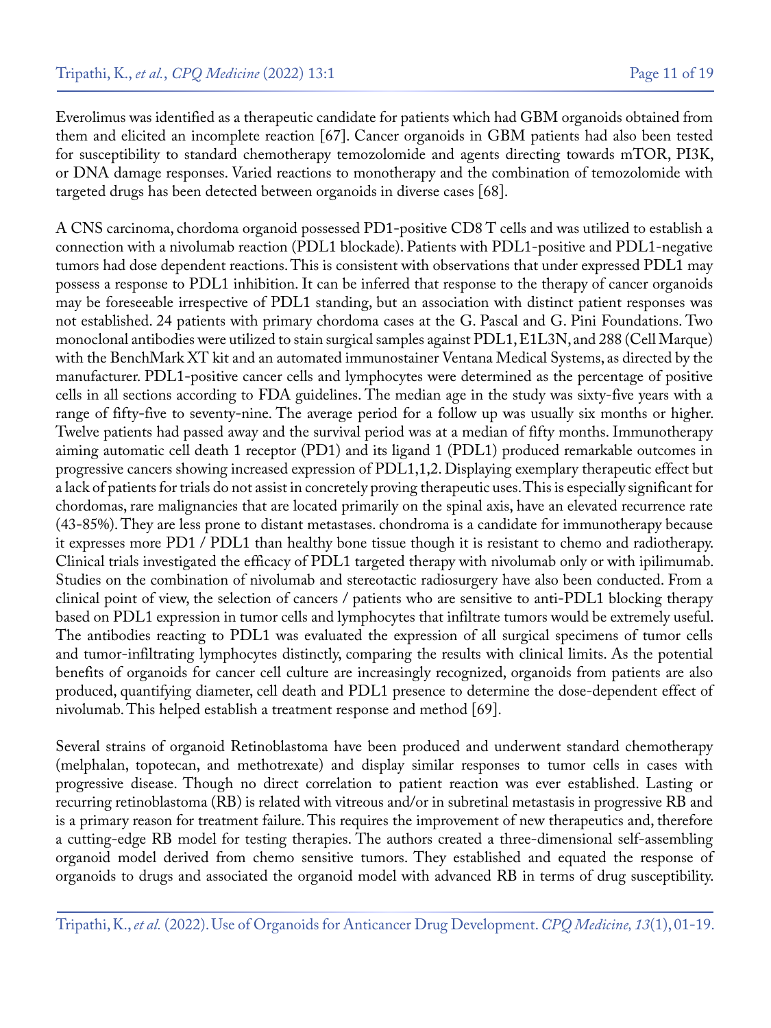Everolimus was identified as a therapeutic candidate for patients which had GBM organoids obtained from them and elicited an incomplete reaction [67]. Cancer organoids in GBM patients had also been tested for susceptibility to standard chemotherapy temozolomide and agents directing towards mTOR, PI3K, or DNA damage responses. Varied reactions to monotherapy and the combination of temozolomide with targeted drugs has been detected between organoids in diverse cases [68].

A CNS carcinoma, chordoma organoid possessed PD1-positive CD8 T cells and was utilized to establish a connection with a nivolumab reaction (PDL1 blockade). Patients with PDL1-positive and PDL1-negative tumors had dose dependent reactions. This is consistent with observations that under expressed PDL1 may possess a response to PDL1 inhibition. It can be inferred that response to the therapy of cancer organoids may be foreseeable irrespective of PDL1 standing, but an association with distinct patient responses was not established. 24 patients with primary chordoma cases at the G. Pascal and G. Pini Foundations. Two monoclonal antibodies were utilized to stain surgical samples against PDL1, E1L3N, and 288 (Cell Marque) with the BenchMark XT kit and an automated immunostainer Ventana Medical Systems, as directed by the manufacturer. PDL1-positive cancer cells and lymphocytes were determined as the percentage of positive cells in all sections according to FDA guidelines. The median age in the study was sixty-five years with a range of fifty-five to seventy-nine. The average period for a follow up was usually six months or higher. Twelve patients had passed away and the survival period was at a median of fifty months. Immunotherapy aiming automatic cell death 1 receptor (PD1) and its ligand 1 (PDL1) produced remarkable outcomes in progressive cancers showing increased expression of PDL1,1,2. Displaying exemplary therapeutic effect but a lack of patients for trials do not assist in concretely proving therapeutic uses. This is especially significant for chordomas, rare malignancies that are located primarily on the spinal axis, have an elevated recurrence rate (43-85%). They are less prone to distant metastases. chondroma is a candidate for immunotherapy because it expresses more PD1 / PDL1 than healthy bone tissue though it is resistant to chemo and radiotherapy. Clinical trials investigated the efficacy of PDL1 targeted therapy with nivolumab only or with ipilimumab. Studies on the combination of nivolumab and stereotactic radiosurgery have also been conducted. From a clinical point of view, the selection of cancers / patients who are sensitive to anti-PDL1 blocking therapy based on PDL1 expression in tumor cells and lymphocytes that infiltrate tumors would be extremely useful. The antibodies reacting to PDL1 was evaluated the expression of all surgical specimens of tumor cells and tumor-infiltrating lymphocytes distinctly, comparing the results with clinical limits. As the potential benefits of organoids for cancer cell culture are increasingly recognized, organoids from patients are also produced, quantifying diameter, cell death and PDL1 presence to determine the dose-dependent effect of nivolumab. This helped establish a treatment response and method [69].

Several strains of organoid Retinoblastoma have been produced and underwent standard chemotherapy (melphalan, topotecan, and methotrexate) and display similar responses to tumor cells in cases with progressive disease. Though no direct correlation to patient reaction was ever established. Lasting or recurring retinoblastoma (RB) is related with vitreous and/or in subretinal metastasis in progressive RB and is a primary reason for treatment failure. This requires the improvement of new therapeutics and, therefore a cutting-edge RB model for testing therapies. The authors created a three-dimensional self-assembling organoid model derived from chemo sensitive tumors. They established and equated the response of organoids to drugs and associated the organoid model with advanced RB in terms of drug susceptibility.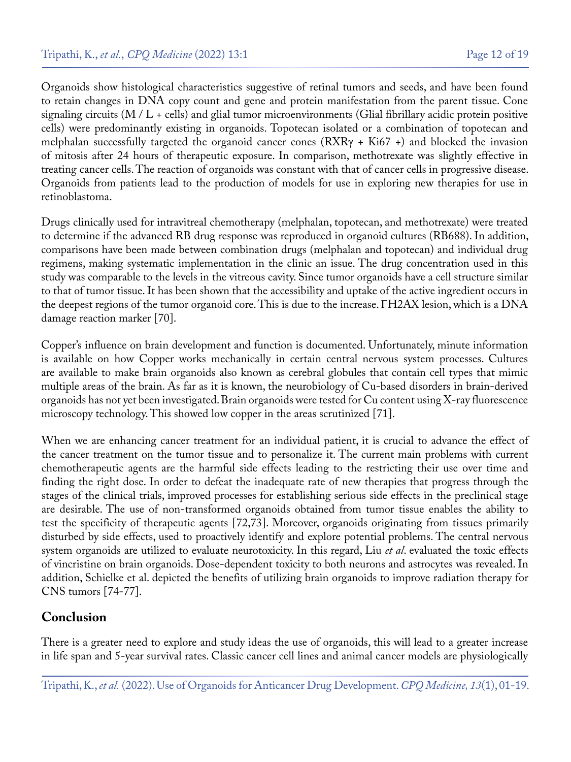Organoids show histological characteristics suggestive of retinal tumors and seeds, and have been found to retain changes in DNA copy count and gene and protein manifestation from the parent tissue. Cone signaling circuits (M / L + cells) and glial tumor microenvironments (Glial fibrillary acidic protein positive cells) were predominantly existing in organoids. Topotecan isolated or a combination of topotecan and melphalan successfully targeted the organoid cancer cones (RXRγ + Ki67 +) and blocked the invasion of mitosis after 24 hours of therapeutic exposure. In comparison, methotrexate was slightly effective in treating cancer cells. The reaction of organoids was constant with that of cancer cells in progressive disease. Organoids from patients lead to the production of models for use in exploring new therapies for use in retinoblastoma.

Drugs clinically used for intravitreal chemotherapy (melphalan, topotecan, and methotrexate) were treated to determine if the advanced RB drug response was reproduced in organoid cultures (RB688). In addition, comparisons have been made between combination drugs (melphalan and topotecan) and individual drug regimens, making systematic implementation in the clinic an issue. The drug concentration used in this study was comparable to the levels in the vitreous cavity. Since tumor organoids have a cell structure similar to that of tumor tissue. It has been shown that the accessibility and uptake of the active ingredient occurs in the deepest regions of the tumor organoid core. This is due to the increase. ΓH2AX lesion, which is a DNA damage reaction marker [70].

Copper's influence on brain development and function is documented. Unfortunately, minute information is available on how Copper works mechanically in certain central nervous system processes. Cultures are available to make brain organoids also known as cerebral globules that contain cell types that mimic multiple areas of the brain. As far as it is known, the neurobiology of Cu-based disorders in brain-derived organoids has not yet been investigated. Brain organoids were tested for Cu content using X-ray fluorescence microscopy technology. This showed low copper in the areas scrutinized [71].

When we are enhancing cancer treatment for an individual patient, it is crucial to advance the effect of the cancer treatment on the tumor tissue and to personalize it. The current main problems with current chemotherapeutic agents are the harmful side effects leading to the restricting their use over time and finding the right dose. In order to defeat the inadequate rate of new therapies that progress through the stages of the clinical trials, improved processes for establishing serious side effects in the preclinical stage are desirable. The use of non-transformed organoids obtained from tumor tissue enables the ability to test the specificity of therapeutic agents [72,73]. Moreover, organoids originating from tissues primarily disturbed by side effects, used to proactively identify and explore potential problems. The central nervous system organoids are utilized to evaluate neurotoxicity. In this regard, Liu *et al*. evaluated the toxic effects of vincristine on brain organoids. Dose-dependent toxicity to both neurons and astrocytes was revealed. In addition, Schielke et al. depicted the benefits of utilizing brain organoids to improve radiation therapy for CNS tumors [74-77].

## Conclusion

There is a greater need to explore and study ideas the use of organoids, this will lead to a greater increase in life span and 5-year survival rates. Classic cancer cell lines and animal cancer models are physiologically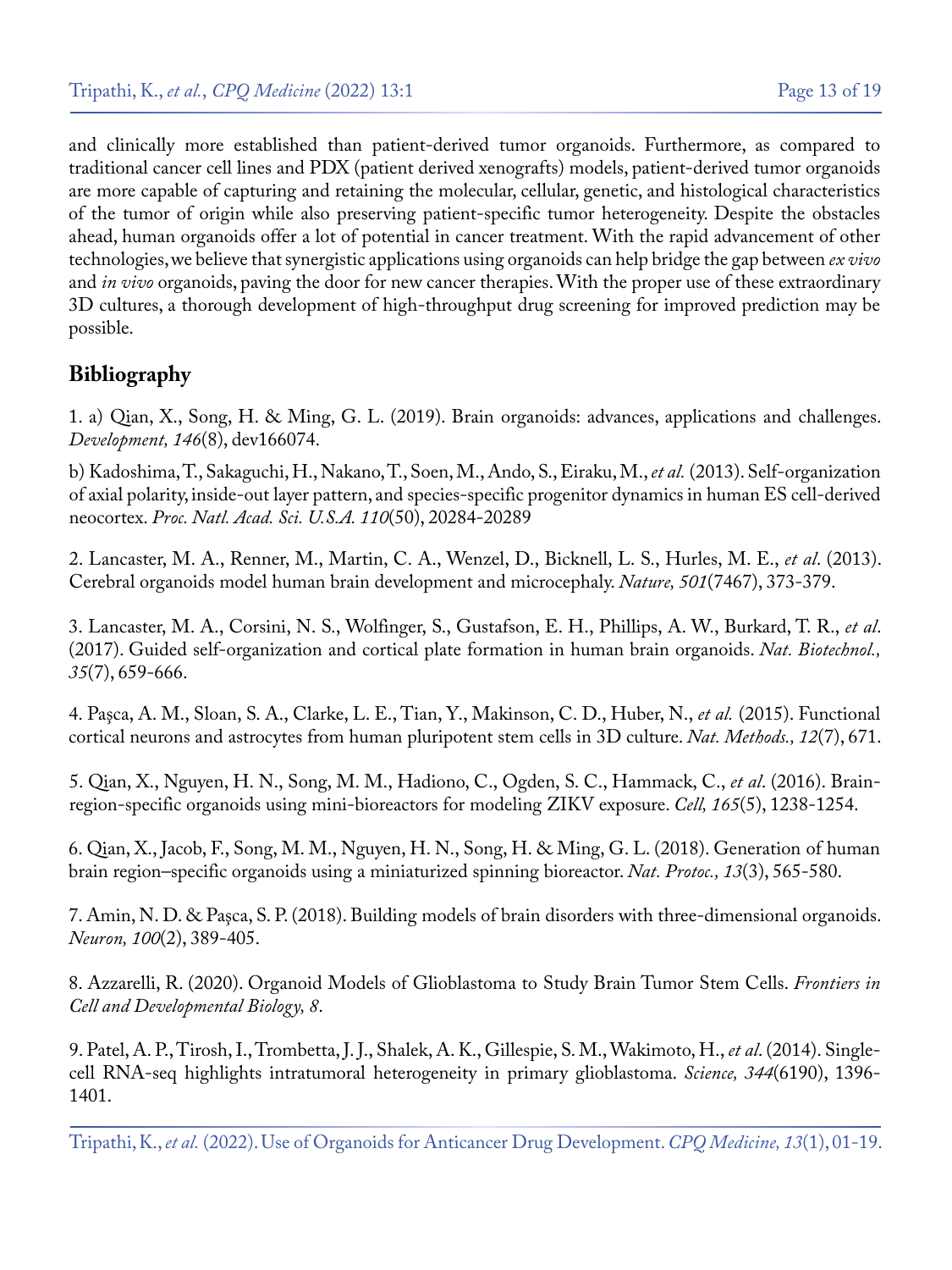and clinically more established than patient-derived tumor organoids. Furthermore, as compared to traditional cancer cell lines and PDX (patient derived xenografts) models, patient-derived tumor organoids are more capable of capturing and retaining the molecular, cellular, genetic, and histological characteristics of the tumor of origin while also preserving patient-specific tumor heterogeneity. Despite the obstacles ahead, human organoids offer a lot of potential in cancer treatment. With the rapid advancement of other technologies, we believe that synergistic applications using organoids can help bridge the gap between *ex vivo* and *in vivo* organoids, paving the door for new cancer therapies. With the proper use of these extraordinary 3D cultures, a thorough development of high-throughput drug screening for improved prediction may be possible.

## Bibliography

1. a) Qian, X., Song, H. & Ming, G. L. (2019). Brain organoids: advances, applications and challenges. *Development, 146*(8), dev166074.

b) Kadoshima, T., Sakaguchi, H., Nakano, T., Soen, M., Ando, S., Eiraku, M., *et al.* (2013). Self-organization of axial polarity, inside-out layer pattern, and species-specific progenitor dynamics in human ES cell-derived neocortex. *Proc. Natl. Acad. Sci. U.S.A. 110*(50), 20284-20289

2. Lancaster, M. A., Renner, M., Martin, C. A., Wenzel, D., Bicknell, L. S., Hurles, M. E., *et al*. (2013). Cerebral organoids model human brain development and microcephaly. *Nature, 501*(7467), 373-379.

3. Lancaster, M. A., Corsini, N. S., Wolfinger, S., Gustafson, E. H., Phillips, A. W., Burkard, T. R., *et al*. (2017). Guided self-organization and cortical plate formation in human brain organoids. *Nat. Biotechnol., 35*(7), 659-666.

4. Paşca, A. M., Sloan, S. A., Clarke, L. E., Tian, Y., Makinson, C. D., Huber, N., *et al.* (2015). Functional cortical neurons and astrocytes from human pluripotent stem cells in 3D culture. *Nat. Methods., 12*(7), 671.

5. Qian, X., Nguyen, H. N., Song, M. M., Hadiono, C., Ogden, S. C., Hammack, C., *et al*. (2016). Brain-region-specific organoids using mini-bioreactors for modeling ZIKV exposure. *Cell, 165*(5), 1238-1254.

6. Qian, X., Jacob, F., Song, M. M., Nguyen, H. N., Song, H. & Ming, G. L. (2018). Generation of human brain region–specific organoids using a miniaturized spinning bioreactor. *Nat. Protoc., 13*(3), 565-580.

7. Amin, N. D. & Paşca, S. P. (2018). Building models of brain disorders with three-dimensional organoids. *Neuron, 100*(2), 389-405.

8. Azzarelli, R. (2020). Organoid Models of Glioblastoma to Study Brain Tumor Stem Cells. *Frontiers in Cell and Developmental Biology, 8*.

9. Patel, A. P., Tirosh, I., Trombetta, J. J., Shalek, A. K., Gillespie, S. M., Wakimoto, H., *et al*. (2014). Single-cell RNA-seq highlights intratumoral heterogeneity in primary glioblastoma. *Science, 344*(6190), 1396-1401.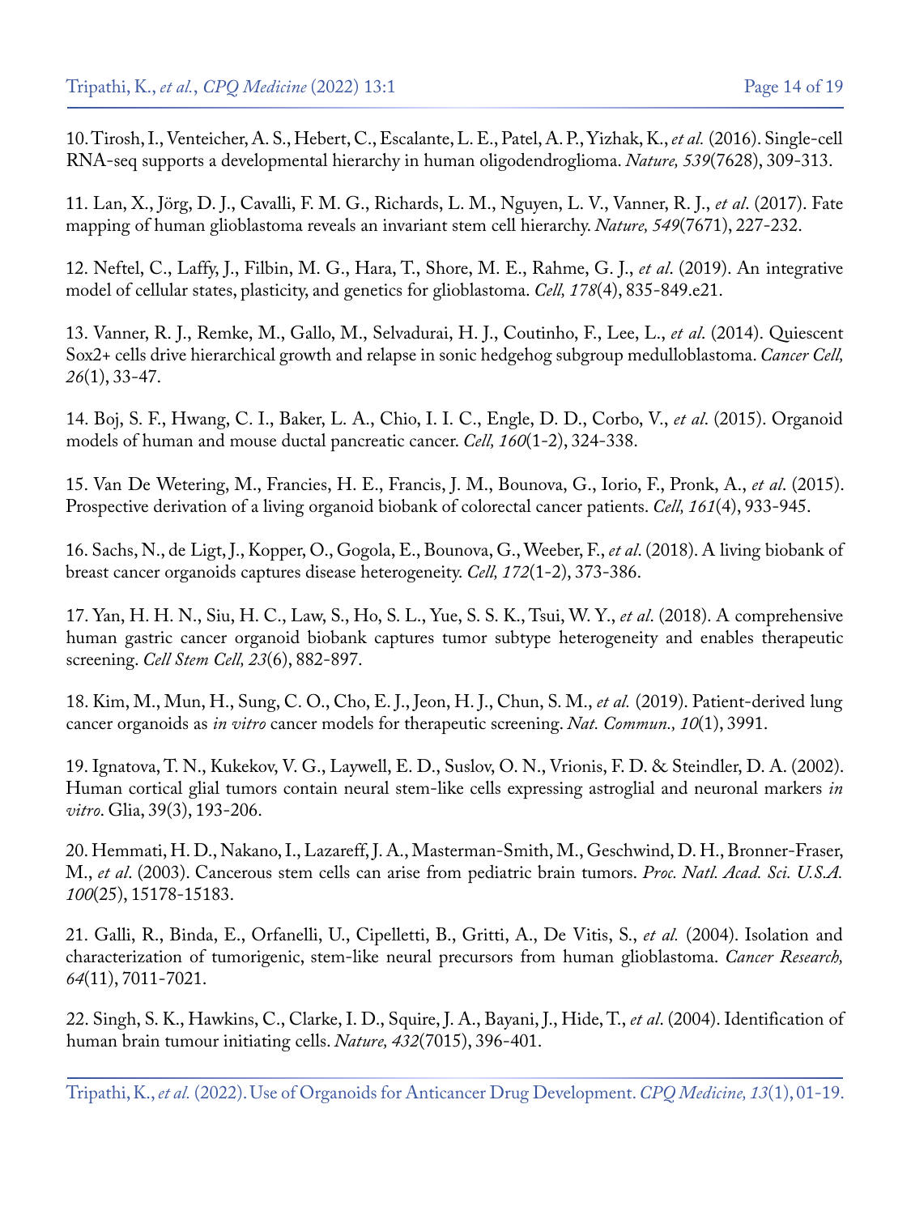10. Tirosh, I., Venteicher, A. S., Hebert, C., Escalante, L. E., Patel, A. P., Yizhak, K., *et al.* (2016). Single-cell RNA-seq supports a developmental hierarchy in human oligodendroglioma. *Nature, 539*(7628), 309-313.

11. Lan, X., Jörg, D. J., Cavalli, F. M. G., Richards, L. M., Nguyen, L. V., Vanner, R. J., *et al*. (2017). Fate mapping of human glioblastoma reveals an invariant stem cell hierarchy. *Nature, 549*(7671), 227-232.

12. Neftel, C., Laffy, J., Filbin, M. G., Hara, T., Shore, M. E., Rahme, G. J., *et al*. (2019). An integrative model of cellular states, plasticity, and genetics for glioblastoma. *Cell, 178*(4), 835-849.e21.

13. Vanner, R. J., Remke, M., Gallo, M., Selvadurai, H. J., Coutinho, F., Lee, L., *et al*. (2014). Quiescent Sox2+ cells drive hierarchical growth and relapse in sonic hedgehog subgroup medulloblastoma. *Cancer Cell, 26*(1), 33-47.

14. Boj, S. F., Hwang, C. I., Baker, L. A., Chio, I. I. C., Engle, D. D., Corbo, V., *et al*. (2015). Organoid models of human and mouse ductal pancreatic cancer. *Cell, 160*(1-2), 324-338.

15. Van De Wetering, M., Francies, H. E., Francis, J. M., Bounova, G., Iorio, F., Pronk, A., *et al*. (2015). Prospective derivation of a living organoid biobank of colorectal cancer patients. *Cell, 161*(4), 933-945.

16. Sachs, N., de Ligt, J., Kopper, O., Gogola, E., Bounova, G., Weeber, F., *et al*. (2018). A living biobank of breast cancer organoids captures disease heterogeneity. *Cell, 172*(1-2), 373-386.

17. Yan, H. H. N., Siu, H. C., Law, S., Ho, S. L., Yue, S. S. K., Tsui, W. Y., *et al*. (2018). A comprehensive human gastric cancer organoid biobank captures tumor subtype heterogeneity and enables therapeutic screening. *Cell Stem Cell, 23*(6), 882-897.

18. Kim, M., Mun, H., Sung, C. O., Cho, E. J., Jeon, H. J., Chun, S. M., *et al.* (2019). Patient-derived lung cancer organoids as *in vitro* cancer models for therapeutic screening. *Nat. Commun., 10*(1), 3991.

19. Ignatova, T. N., Kukekov, V. G., Laywell, E. D., Suslov, O. N., Vrionis, F. D. & Steindler, D. A. (2002). Human cortical glial tumors contain neural stem-like cells expressing astroglial and neuronal markers *in vitro*. Glia, 39(3), 193-206.

20. Hemmati, H. D., Nakano, I., Lazareff, J. A., Masterman-Smith, M., Geschwind, D. H., Bronner-Fraser, M., *et al*. (2003). Cancerous stem cells can arise from pediatric brain tumors. *Proc. Natl. Acad. Sci. U.S.A. 100*(25), 15178-15183.

21. Galli, R., Binda, E., Orfanelli, U., Cipelletti, B., Gritti, A., De Vitis, S., *et al.* (2004). Isolation and characterization of tumorigenic, stem-like neural precursors from human glioblastoma. *Cancer Research, 64*(11), 7011-7021.

22. Singh, S. K., Hawkins, C., Clarke, I. D., Squire, J. A., Bayani, J., Hide, T., *et al*. (2004). Identification of human brain tumour initiating cells. *Nature, 432*(7015), 396-401.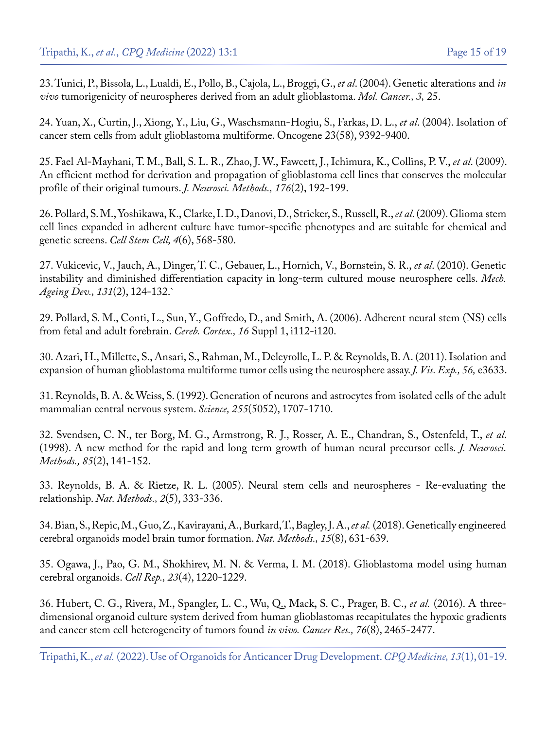23. Tunici, P., Bissola, L., Lualdi, E., Pollo, B., Cajola, L., Broggi, G., *et al*. (2004). Genetic alterations and *in vivo* tumorigenicity of neurospheres derived from an adult glioblastoma. *Mol. Cancer., 3,* 25.

24. Yuan, X., Curtin, J., Xiong, Y., Liu, G., Waschsmann-Hogiu, S., Farkas, D. L., *et al*. (2004). Isolation of cancer stem cells from adult glioblastoma multiforme. Oncogene 23(58), 9392-9400.

25. Fael Al-Mayhani, T. M., Ball, S. L. R., Zhao, J. W., Fawcett, J., Ichimura, K., Collins, P. V., *et al*. (2009). An efficient method for derivation and propagation of glioblastoma cell lines that conserves the molecular profile of their original tumours. *J. Neurosci. Methods., 176*(2), 192-199.

26. Pollard, S. M., Yoshikawa, K., Clarke, I. D., Danovi, D., Stricker, S., Russell, R., *et al*. (2009). Glioma stem cell lines expanded in adherent culture have tumor-specific phenotypes and are suitable for chemical and genetic screens. *Cell Stem Cell, 4*(6), 568-580.

27. Vukicevic, V., Jauch, A., Dinger, T. C., Gebauer, L., Hornich, V., Bornstein, S. R., *et al*. (2010). Genetic instability and diminished differentiation capacity in long-term cultured mouse neurosphere cells. *Mech. Ageing Dev., 131*(2), 124-132.`

29. Pollard, S. M., Conti, L., Sun, Y., Goffredo, D., and Smith, A. (2006). Adherent neural stem (NS) cells from fetal and adult forebrain. *Cereb. Cortex., 16* Suppl 1, i112-i120.

30. Azari, H., Millette, S., Ansari, S., Rahman, M., Deleyrolle, L. P. & Reynolds, B. A. (2011). Isolation and expansion of human glioblastoma multiforme tumor cells using the neurosphere assay. *J. Vis. Exp., 56,* e3633.

31. Reynolds, B. A. & Weiss, S. (1992). Generation of neurons and astrocytes from isolated cells of the adult mammalian central nervous system. *Science, 255*(5052), 1707-1710.

32. Svendsen, C. N., ter Borg, M. G., Armstrong, R. J., Rosser, A. E., Chandran, S., Ostenfeld, T., *et al*. (1998). A new method for the rapid and long term growth of human neural precursor cells. *J. Neurosci. Methods., 85*(2), 141-152.

33. Reynolds, B. A. & Rietze, R. L. (2005). Neural stem cells and neurospheres - Re-evaluating the relationship. *Nat. Methods., 2*(5), 333-336.

34. Bian, S., Repic, M., Guo, Z., Kavirayani, A., Burkard, T., Bagley, J. A., *et al.* (2018). Genetically engineered cerebral organoids model brain tumor formation. *Nat. Methods., 15*(8), 631-639.

35. Ogawa, J., Pao, G. M., Shokhirev, M. N. & Verma, I. M. (2018). Glioblastoma model using human cerebral organoids. *Cell Rep., 23*(4), 1220-1229.

36. Hubert, C. G., Rivera, M., Spangler, L. C., Wu, Q., Mack, S. C., Prager, B. C., *et al.* (2016). A three-dimensional organoid culture system derived from human glioblastomas recapitulates the hypoxic gradients and cancer stem cell heterogeneity of tumors found *in vivo. Cancer Res., 76*(8), 2465-2477.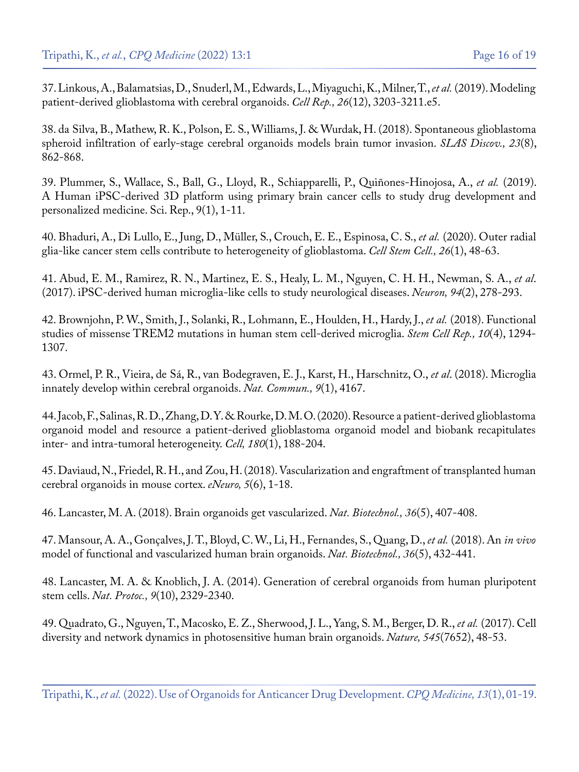37. Linkous, A., Balamatsias, D., Snuderl, M., Edwards, L., Miyaguchi, K., Milner, T., *et al.* (2019). Modeling patient-derived glioblastoma with cerebral organoids. *Cell Rep., 26*(12), 3203-3211.e5.

38. da Silva, B., Mathew, R. K., Polson, E. S., Williams, J. & Wurdak, H. (2018). Spontaneous glioblastoma spheroid infiltration of early-stage cerebral organoids models brain tumor invasion. *SLAS Discov., 23*(8), 862-868.

39. Plummer, S., Wallace, S., Ball, G., Lloyd, R., Schiapparelli, P., Quiñones-Hinojosa, A., *et al.* (2019). A Human iPSC-derived 3D platform using primary brain cancer cells to study drug development and personalized medicine. Sci. Rep., 9(1), 1-11.

40. Bhaduri, A., Di Lullo, E., Jung, D., Müller, S., Crouch, E. E., Espinosa, C. S., *et al.* (2020). Outer radial glia-like cancer stem cells contribute to heterogeneity of glioblastoma. *Cell Stem Cell., 26*(1), 48-63.

41. Abud, E. M., Ramirez, R. N., Martinez, E. S., Healy, L. M., Nguyen, C. H. H., Newman, S. A., *et al*. (2017). iPSC-derived human microglia-like cells to study neurological diseases. *Neuron, 94*(2), 278-293.

42. Brownjohn, P. W., Smith, J., Solanki, R., Lohmann, E., Houlden, H., Hardy, J., *et al.* (2018). Functional studies of missense TREM2 mutations in human stem cell-derived microglia. *Stem Cell Rep., 10*(4), 1294-1307.

43. Ormel, P. R., Vieira, de Sá, R., van Bodegraven, E. J., Karst, H., Harschnitz, O., *et al*. (2018). Microglia innately develop within cerebral organoids. *Nat. Commun., 9*(1), 4167.

44. Jacob, F., Salinas, R. D., Zhang, D. Y. & Rourke, D. M. O. (2020). Resource a patient-derived glioblastoma organoid model and resource a patient-derived glioblastoma organoid model and biobank recapitulates inter- and intra-tumoral heterogeneity. *Cell, 180*(1), 188-204.

45. Daviaud, N., Friedel, R. H., and Zou, H. (2018). Vascularization and engraftment of transplanted human cerebral organoids in mouse cortex. *eNeuro, 5*(6), 1-18.

46. Lancaster, M. A. (2018). Brain organoids get vascularized. *Nat. Biotechnol., 36*(5), 407-408.

47. Mansour, A. A., Gonçalves, J. T., Bloyd, C. W., Li, H., Fernandes, S., Quang, D., *et al.* (2018). An *in vivo* model of functional and vascularized human brain organoids. *Nat. Biotechnol., 36*(5), 432-441.

48. Lancaster, M. A. & Knoblich, J. A. (2014). Generation of cerebral organoids from human pluripotent stem cells. *Nat. Protoc., 9*(10), 2329-2340.

49. Quadrato, G., Nguyen, T., Macosko, E. Z., Sherwood, J. L., Yang, S. M., Berger, D. R., *et al.* (2017). Cell diversity and network dynamics in photosensitive human brain organoids. *Nature, 545*(7652), 48-53.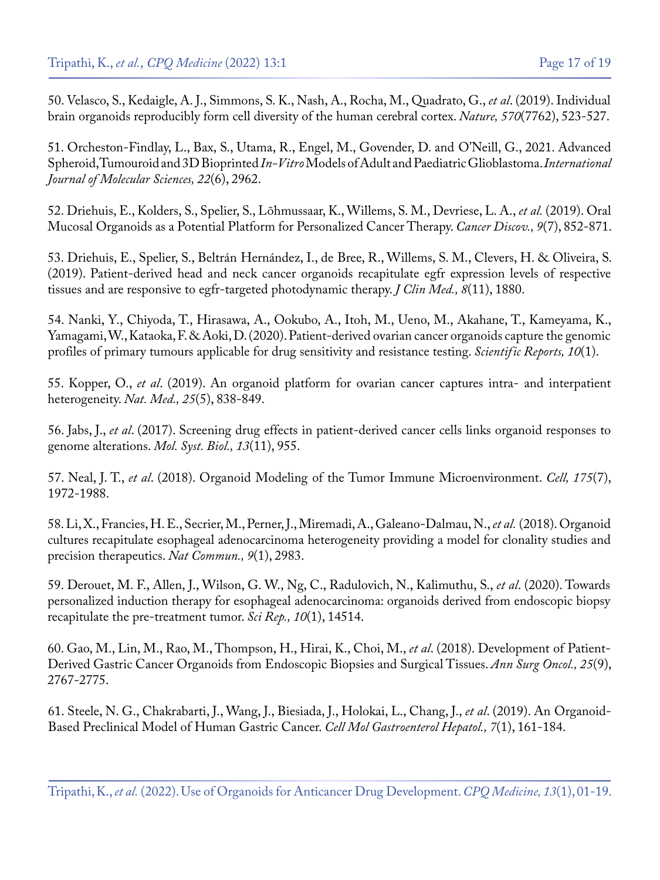50. Velasco, S., Kedaigle, A. J., Simmons, S. K., Nash, A., Rocha, M., Quadrato, G., *et al*. (2019). Individual brain organoids reproducibly form cell diversity of the human cerebral cortex. *Nature, 570*(7762), 523-527.

51. Orcheston-Findlay, L., Bax, S., Utama, R., Engel, M., Govender, D. and O'Neill, G., 2021. Advanced Spheroid, Tumouroid and 3D Bioprinted *In-Vitro* Models of Adult and Paediatric Glioblastoma. *International Journal of Molecular Sciences, 22*(6), 2962.

52. Driehuis, E., Kolders, S., Spelier, S., Lõhmussaar, K., Willems, S. M., Devriese, L. A., *et al.* (2019). Oral Mucosal Organoids as a Potential Platform for Personalized Cancer Therapy. *Cancer Discov., 9*(7), 852-871.

53. Driehuis, E., Spelier, S., Beltrán Hernández, I., de Bree, R., Willems, S. M., Clevers, H. & Oliveira, S. (2019). Patient-derived head and neck cancer organoids recapitulate egfr expression levels of respective tissues and are responsive to egfr-targeted photodynamic therapy. *J Clin Med., 8*(11), 1880.

54. Nanki, Y., Chiyoda, T., Hirasawa, A., Ookubo, A., Itoh, M., Ueno, M., Akahane, T., Kameyama, K., Yamagami, W., Kataoka, F. & Aoki, D. (2020). Patient-derived ovarian cancer organoids capture the genomic profiles of primary tumours applicable for drug sensitivity and resistance testing. *Scientific Reports, 10*(1).

55. Kopper, O., *et al*. (2019). An organoid platform for ovarian cancer captures intra- and interpatient heterogeneity. *Nat. Med., 25*(5), 838-849.

56. Jabs, J., *et al*. (2017). Screening drug effects in patient-derived cancer cells links organoid responses to genome alterations. *Mol. Syst. Biol., 13*(11), 955.

57. Neal, J. T., *et al*. (2018). Organoid Modeling of the Tumor Immune Microenvironment. *Cell, 175*(7), 1972-1988.

58. Li, X., Francies, H. E., Secrier, M., Perner, J., Miremadi, A., Galeano-Dalmau, N., *et al.* (2018). Organoid cultures recapitulate esophageal adenocarcinoma heterogeneity providing a model for clonality studies and precision therapeutics. *Nat Commun., 9*(1), 2983.

59. Derouet, M. F., Allen, J., Wilson, G. W., Ng, C., Radulovich, N., Kalimuthu, S., *et al*. (2020). Towards personalized induction therapy for esophageal adenocarcinoma: organoids derived from endoscopic biopsy recapitulate the pre-treatment tumor. *Sci Rep., 10*(1), 14514.

60. Gao, M., Lin, M., Rao, M., Thompson, H., Hirai, K., Choi, M., *et al*. (2018). Development of Patient-Derived Gastric Cancer Organoids from Endoscopic Biopsies and Surgical Tissues. *Ann Surg Oncol., 25*(9), 2767-2775.

61. Steele, N. G., Chakrabarti, J., Wang, J., Biesiada, J., Holokai, L., Chang, J., *et al*. (2019). An Organoid-Based Preclinical Model of Human Gastric Cancer. *Cell Mol Gastroenterol Hepatol., 7*(1), 161-184.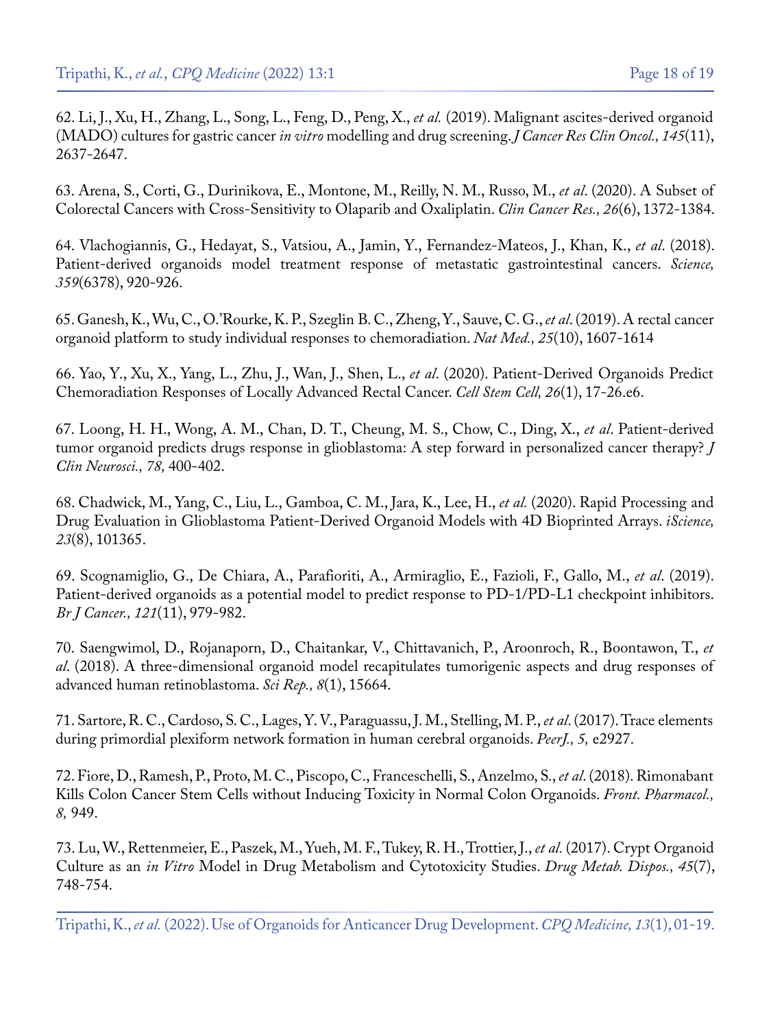62. Li, J., Xu, H., Zhang, L., Song, L., Feng, D., Peng, X., *et al.* (2019). Malignant ascites-derived organoid (MADO) cultures for gastric cancer *in vitro* modelling and drug screening. *J Cancer Res Clin Oncol., 145*(11), 2637-2647.

63. Arena, S., Corti, G., Durinikova, E., Montone, M., Reilly, N. M., Russo, M., *et al*. (2020). A Subset of Colorectal Cancers with Cross-Sensitivity to Olaparib and Oxaliplatin. *Clin Cancer Res., 26*(6), 1372-1384.

64. Vlachogiannis, G., Hedayat, S., Vatsiou, A., Jamin, Y., Fernandez-Mateos, J., Khan, K., *et al*. (2018). Patient-derived organoids model treatment response of metastatic gastrointestinal cancers. *Science, 359*(6378), 920-926.

65. Ganesh, K., Wu, C., O.'Rourke, K. P., Szeglin B. C., Zheng, Y., Sauve, C. G., *et al*. (2019). A rectal cancer organoid platform to study individual responses to chemoradiation. *Nat Med., 25*(10), 1607-1614

66. Yao, Y., Xu, X., Yang, L., Zhu, J., Wan, J., Shen, L., *et al*. (2020). Patient-Derived Organoids Predict Chemoradiation Responses of Locally Advanced Rectal Cancer. *Cell Stem Cell, 26*(1), 17-26.e6.

67. Loong, H. H., Wong, A. M., Chan, D. T., Cheung, M. S., Chow, C., Ding, X., *et al*. Patient-derived tumor organoid predicts drugs response in glioblastoma: A step forward in personalized cancer therapy? *J Clin Neurosci., 78,* 400-402.

68. Chadwick, M., Yang, C., Liu, L., Gamboa, C. M., Jara, K., Lee, H., *et al.* (2020). Rapid Processing and Drug Evaluation in Glioblastoma Patient-Derived Organoid Models with 4D Bioprinted Arrays. *iScience, 23*(8), 101365.

69. Scognamiglio, G., De Chiara, A., Parafioriti, A., Armiraglio, E., Fazioli, F., Gallo, M., *et al*. (2019). Patient-derived organoids as a potential model to predict response to PD-1/PD-L1 checkpoint inhibitors. *Br J Cancer., 121*(11), 979-982.

70. Saengwimol, D., Rojanaporn, D., Chaitankar, V., Chittavanich, P., Aroonroch, R., Boontawon, T., *et al*. (2018). A three-dimensional organoid model recapitulates tumorigenic aspects and drug responses of advanced human retinoblastoma. *Sci Rep., 8*(1), 15664.

71. Sartore, R. C., Cardoso, S. C., Lages, Y. V., Paraguassu, J. M., Stelling, M. P., *et al*. (2017). Trace elements during primordial plexiform network formation in human cerebral organoids. *PeerJ., 5,* e2927.

72. Fiore, D., Ramesh, P., Proto, M. C., Piscopo, C., Franceschelli, S., Anzelmo, S., *et al*. (2018). Rimonabant Kills Colon Cancer Stem Cells without Inducing Toxicity in Normal Colon Organoids. *Front. Pharmacol., 8,* 949.

73. Lu, W., Rettenmeier, E., Paszek, M., Yueh, M. F., Tukey, R. H., Trottier, J., *et al.* (2017). Crypt Organoid Culture as an *in Vitro* Model in Drug Metabolism and Cytotoxicity Studies. *Drug Metab. Dispos., 45*(7), 748-754.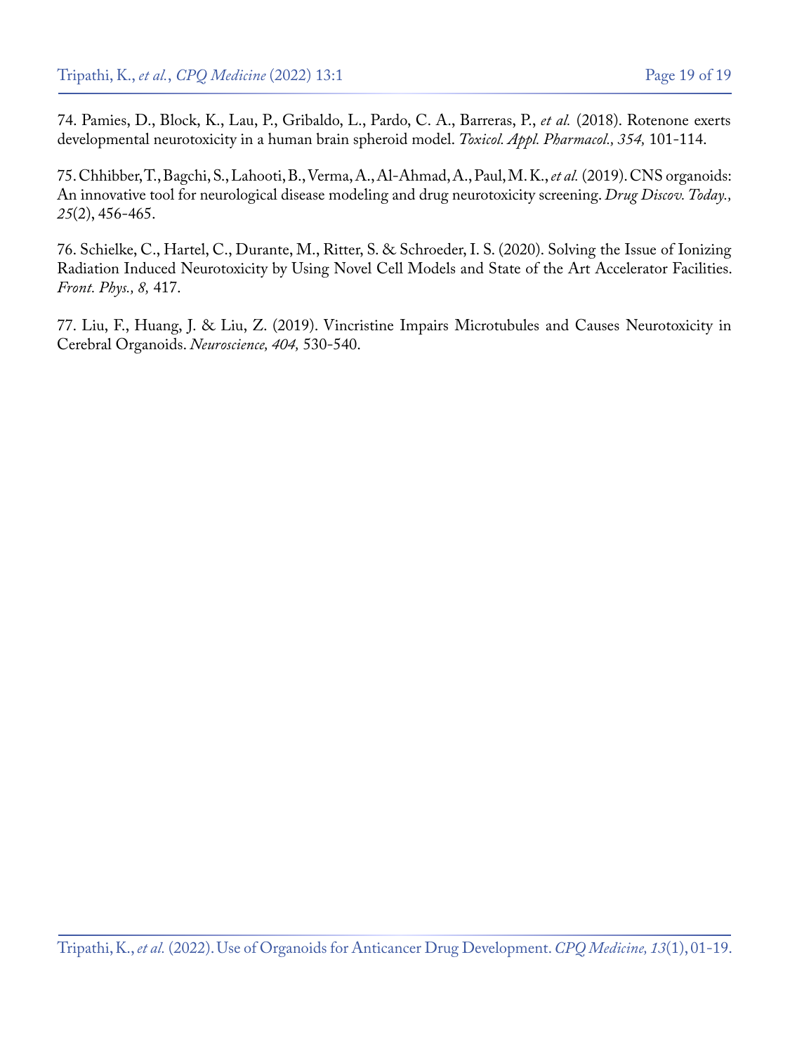74. Pamies, D., Block, K., Lau, P., Gribaldo, L., Pardo, C. A., Barreras, P., *et al.* (2018). Rotenone exerts developmental neurotoxicity in a human brain spheroid model. *Toxicol. Appl. Pharmacol., 354,* 101-114.

75. Chhibber, T., Bagchi, S., Lahooti, B., Verma, A., Al-Ahmad, A., Paul, M. K., *et al.* (2019). CNS organoids: An innovative tool for neurological disease modeling and drug neurotoxicity screening. *Drug Discov. Today., 25*(2), 456-465.

76. Schielke, C., Hartel, C., Durante, M., Ritter, S. & Schroeder, I. S. (2020). Solving the Issue of Ionizing Radiation Induced Neurotoxicity by Using Novel Cell Models and State of the Art Accelerator Facilities. *Front. Phys., 8,* 417.

77. Liu, F., Huang, J. & Liu, Z. (2019). Vincristine Impairs Microtubules and Causes Neurotoxicity in Cerebral Organoids. *Neuroscience, 404,* 530-540.